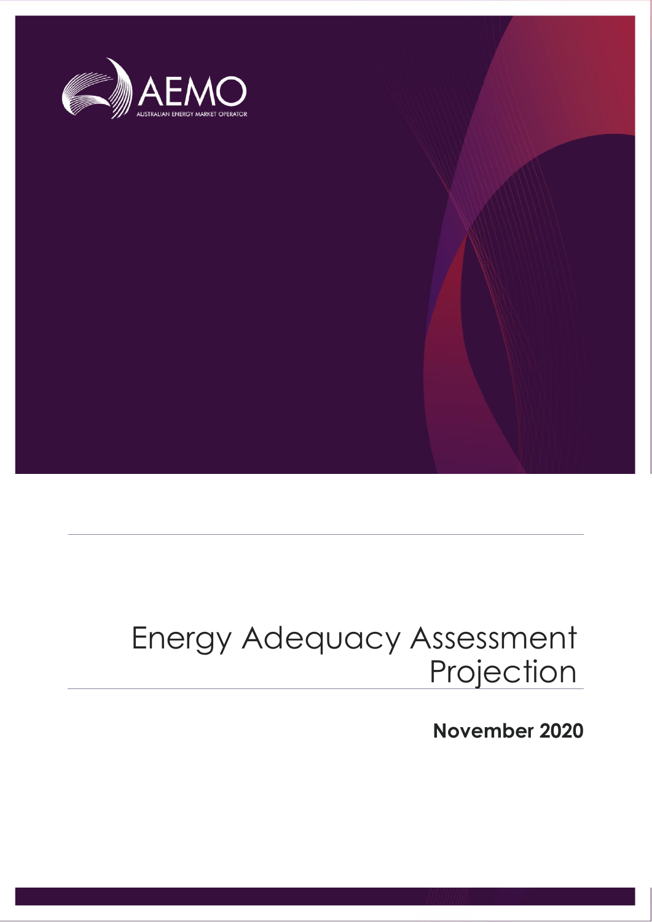AEMO

AUSTRALIAN ENERGY MARKET OPERATOR

# Energy Adequacy Assessment Projection

**November 2020**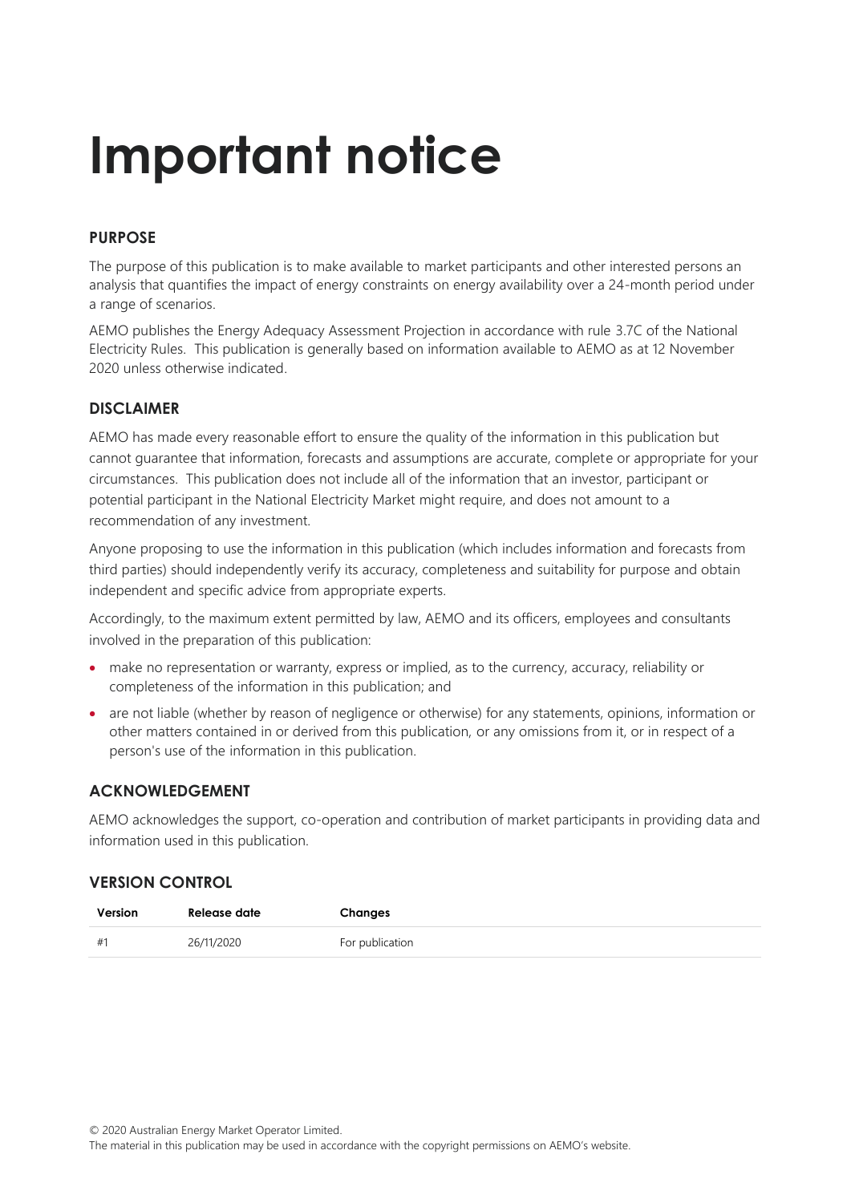# Important notice

## PURPOSE

The purpose of this publication is to make available to market participants and other interested persons an analysis that quantifies the impact of energy constraints on energy availability over a 24-month period under a range of scenarios.

AEMO publishes the Energy Adequacy Assessment Projection in accordance with rule 3.7C of the National Electricity Rules. This publication is generally based on information available to AEMO as at 12 November 2020 unless otherwise indicated.

## DISCLAIMER

AEMO has made every reasonable effort to ensure the quality of the information in this publication but cannot guarantee that information, forecasts and assumptions are accurate, complete or appropriate for your circumstances. This publication does not include all of the information that an investor, participant or potential participant in the National Electricity Market might require, and does not amount to a recommendation of any investment.

Anyone proposing to use the information in this publication (which includes information and forecasts from third parties) should independently verify its accuracy, completeness and suitability for purpose and obtain independent and specific advice from appropriate experts.

Accordingly, to the maximum extent permitted by law, AEMO and its officers, employees and consultants involved in the preparation of this publication:

- make no representation or warranty, express or implied, as to the currency, accuracy, reliability or completeness of the information in this publication; and
- are not liable (whether by reason of negligence or otherwise) for any statements, opinions, information or other matters contained in or derived from this publication, or any omissions from it, or in respect of a person's use of the information in this publication.

## ACKNOWLEDGEMENT

AEMO acknowledges the support, co-operation and contribution of market participants in providing data and information used in this publication.

## VERSION CONTROL

| Version | Release date | Changes |
|---|---|---|
| #1 | 26/11/2020 | For publication |

© 2020 Australian Energy Market Operator Limited.
The material in this publication may be used in accordance with the copyright permissions on AEMO's website.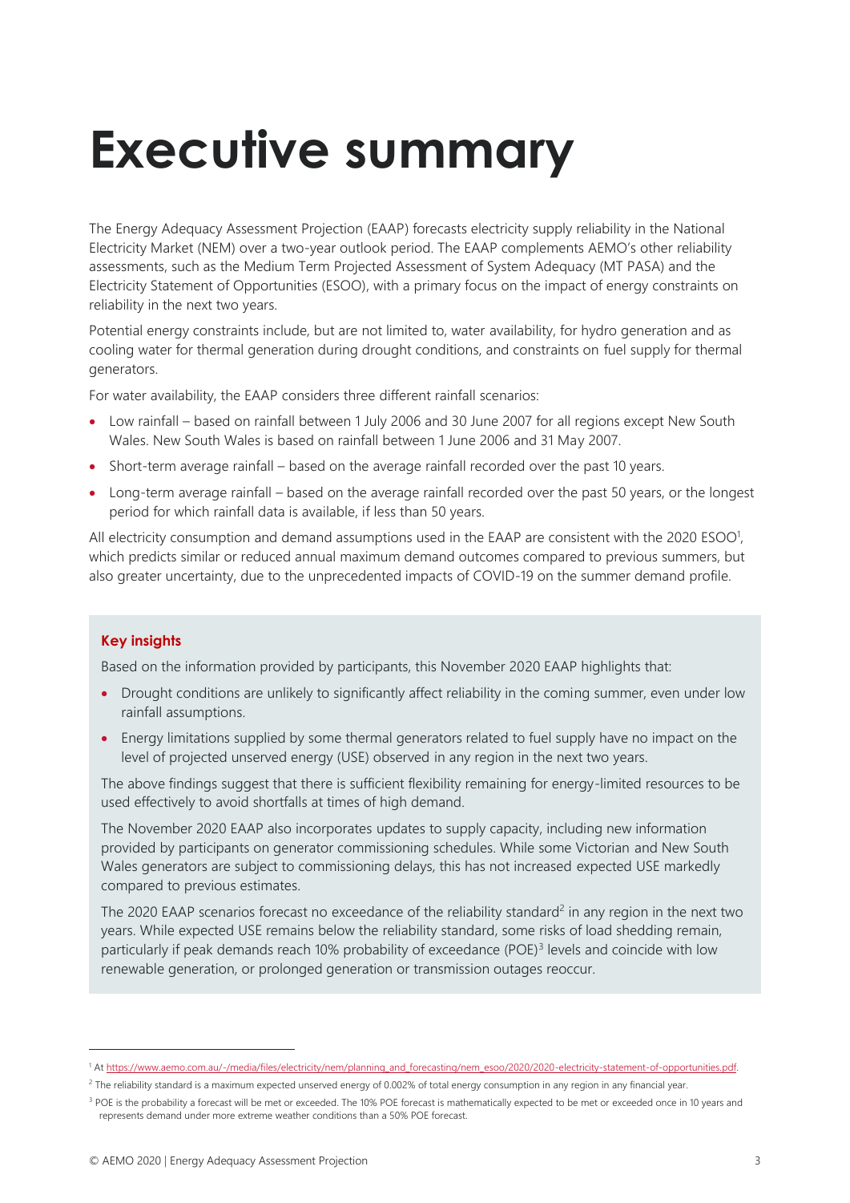# Executive summary

The Energy Adequacy Assessment Projection (EAAP) forecasts electricity supply reliability in the National Electricity Market (NEM) over a two-year outlook period. The EAAP complements AEMO's other reliability assessments, such as the Medium Term Projected Assessment of System Adequacy (MT PASA) and the Electricity Statement of Opportunities (ESOO), with a primary focus on the impact of energy constraints on reliability in the next two years.

Potential energy constraints include, but are not limited to, water availability, for hydro generation and as cooling water for thermal generation during drought conditions, and constraints on fuel supply for thermal generators.

For water availability, the EAAP considers three different rainfall scenarios:

- Low rainfall – based on rainfall between 1 July 2006 and 30 June 2007 for all regions except New South Wales. New South Wales is based on rainfall between 1 June 2006 and 31 May 2007.
- Short-term average rainfall – based on the average rainfall recorded over the past 10 years.
- Long-term average rainfall – based on the average rainfall recorded over the past 50 years, or the longest period for which rainfall data is available, if less than 50 years.

All electricity consumption and demand assumptions used in the EAAP are consistent with the 2020 ESOO[1], which predicts similar or reduced annual maximum demand outcomes compared to previous summers, but also greater uncertainty, due to the unprecedented impacts of COVID-19 on the summer demand profile.

**Key insights**

Based on the information provided by participants, this November 2020 EAAP highlights that:

- Drought conditions are unlikely to significantly affect reliability in the coming summer, even under low rainfall assumptions.
- Energy limitations supplied by some thermal generators related to fuel supply have no impact on the level of projected unserved energy (USE) observed in any region in the next two years.

The above findings suggest that there is sufficient flexibility remaining for energy-limited resources to be used effectively to avoid shortfalls at times of high demand.

The November 2020 EAAP also incorporates updates to supply capacity, including new information provided by participants on generator commissioning schedules. While some Victorian and New South Wales generators are subject to commissioning delays, this has not increased expected USE markedly compared to previous estimates.

The 2020 EAAP scenarios forecast no exceedance of the reliability standard[2] in any region in the next two years. While expected USE remains below the reliability standard, some risks of load shedding remain, particularly if peak demands reach 10% probability of exceedance (POE)[3] levels and coincide with low renewable generation, or prolonged generation or transmission outages reoccur.

---

[1] At https://www.aemo.com.au/-/media/files/electricity/nem/planning_and_forecasting/nem_esoo/2020/2020-electricity-statement-of-opportunities.pdf.

[2] The reliability standard is a maximum expected unserved energy of 0.002% of total energy consumption in any region in any financial year.

[3] POE is the probability a forecast will be met or exceeded. The 10% POE forecast is mathematically expected to be met or exceeded once in 10 years and represents demand under more extreme weather conditions than a 50% POE forecast.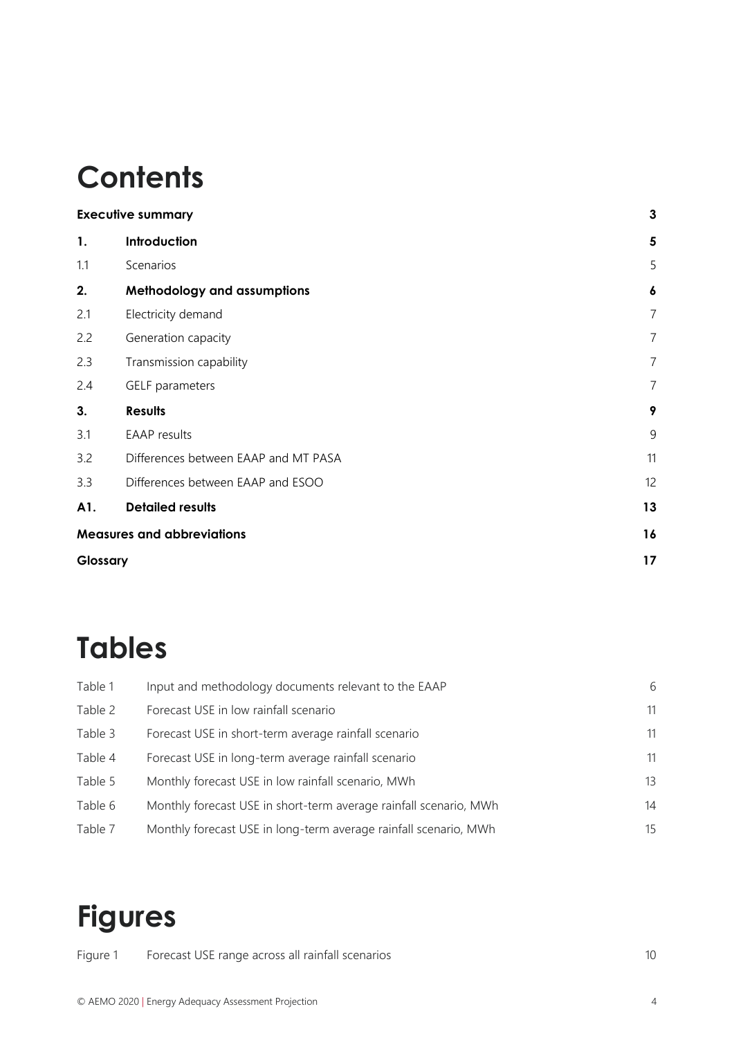# Contents

| | | |
|---|---|---|
| **Executive summary** | | **3** |
| **1.** | **Introduction** | **5** |
| 1.1 | Scenarios | 5 |
| **2.** | **Methodology and assumptions** | **6** |
| 2.1 | Electricity demand | 7 |
| 2.2 | Generation capacity | 7 |
| 2.3 | Transmission capability | 7 |
| 2.4 | GELF parameters | 7 |
| **3.** | **Results** | **9** |
| 3.1 | EAAP results | 9 |
| 3.2 | Differences between EAAP and MT PASA | 11 |
| 3.3 | Differences between EAAP and ESOO | 12 |
| **A1.** | **Detailed results** | **13** |
| **Measures and abbreviations** | | **16** |
| **Glossary** | | **17** |

# Tables

| | | |
|---|---|---|
| Table 1 | Input and methodology documents relevant to the EAAP | 6 |
| Table 2 | Forecast USE in low rainfall scenario | 11 |
| Table 3 | Forecast USE in short-term average rainfall scenario | 11 |
| Table 4 | Forecast USE in long-term average rainfall scenario | 11 |
| Table 5 | Monthly forecast USE in low rainfall scenario, MWh | 13 |
| Table 6 | Monthly forecast USE in short-term average rainfall scenario, MWh | 14 |
| Table 7 | Monthly forecast USE in long-term average rainfall scenario, MWh | 15 |

# Figures

| | | |
|---|---|---|
| Figure 1 | Forecast USE range across all rainfall scenarios | 10 |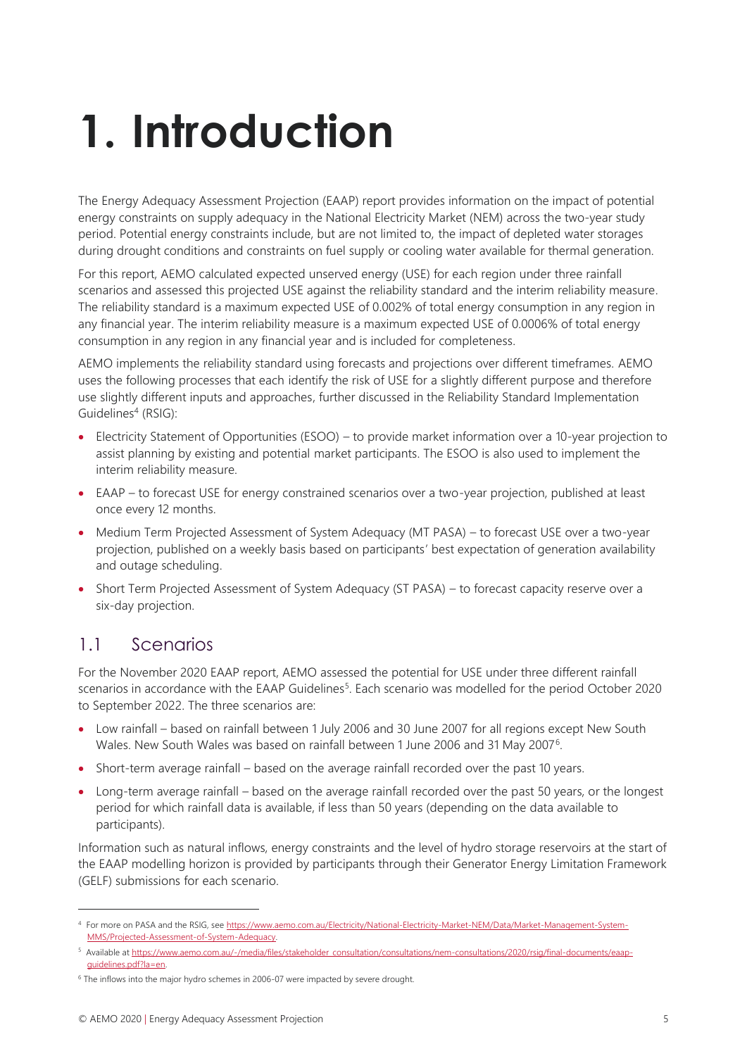# 1. Introduction

The Energy Adequacy Assessment Projection (EAAP) report provides information on the impact of potential energy constraints on supply adequacy in the National Electricity Market (NEM) across the two-year study period. Potential energy constraints include, but are not limited to, the impact of depleted water storages during drought conditions and constraints on fuel supply or cooling water available for thermal generation.

For this report, AEMO calculated expected unserved energy (USE) for each region under three rainfall scenarios and assessed this projected USE against the reliability standard and the interim reliability measure. The reliability standard is a maximum expected USE of 0.002% of total energy consumption in any region in any financial year. The interim reliability measure is a maximum expected USE of 0.0006% of total energy consumption in any region in any financial year and is included for completeness.

AEMO implements the reliability standard using forecasts and projections over different timeframes. AEMO uses the following processes that each identify the risk of USE for a slightly different purpose and therefore use slightly different inputs and approaches, further discussed in the Reliability Standard Implementation Guidelines[4] (RSIG):

- Electricity Statement of Opportunities (ESOO) – to provide market information over a 10-year projection to assist planning by existing and potential market participants. The ESOO is also used to implement the interim reliability measure.
- EAAP – to forecast USE for energy constrained scenarios over a two-year projection, published at least once every 12 months.
- Medium Term Projected Assessment of System Adequacy (MT PASA) – to forecast USE over a two-year projection, published on a weekly basis based on participants' best expectation of generation availability and outage scheduling.
- Short Term Projected Assessment of System Adequacy (ST PASA) – to forecast capacity reserve over a six-day projection.

## 1.1 Scenarios

For the November 2020 EAAP report, AEMO assessed the potential for USE under three different rainfall scenarios in accordance with the EAAP Guidelines[5]. Each scenario was modelled for the period October 2020 to September 2022. The three scenarios are:

- Low rainfall – based on rainfall between 1 July 2006 and 30 June 2007 for all regions except New South Wales. New South Wales was based on rainfall between 1 June 2006 and 31 May 2007[6].
- Short-term average rainfall – based on the average rainfall recorded over the past 10 years.
- Long-term average rainfall – based on the average rainfall recorded over the past 50 years, or the longest period for which rainfall data is available, if less than 50 years (depending on the data available to participants).

Information such as natural inflows, energy constraints and the level of hydro storage reservoirs at the start of the EAAP modelling horizon is provided by participants through their Generator Energy Limitation Framework (GELF) submissions for each scenario.

---

[4] For more on PASA and the RSIG, see https://www.aemo.com.au/Electricity/National-Electricity-Market-NEM/Data/Market-Management-System-MMS/Projected-Assessment-of-System-Adequacy.

[5] Available at https://www.aemo.com.au/-/media/files/stakeholder_consultation/consultations/nem-consultations/2020/rsig/final-documents/eaap-guidelines.pdf?la=en.

[6] The inflows into the major hydro schemes in 2006-07 were impacted by severe drought.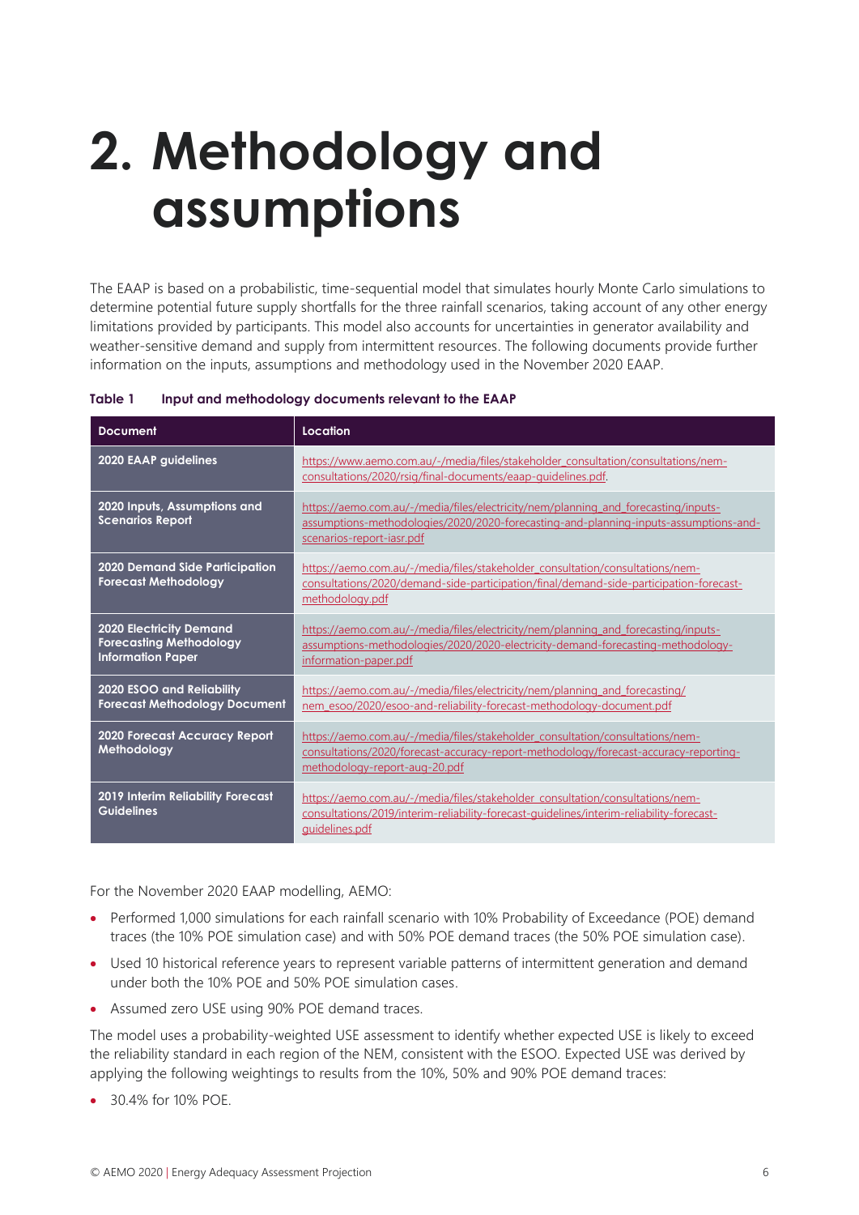# 2. Methodology and assumptions

The EAAP is based on a probabilistic, time-sequential model that simulates hourly Monte Carlo simulations to determine potential future supply shortfalls for the three rainfall scenarios, taking account of any other energy limitations provided by participants. This model also accounts for uncertainties in generator availability and weather-sensitive demand and supply from intermittent resources. The following documents provide further information on the inputs, assumptions and methodology used in the November 2020 EAAP.

**Table 1 Input and methodology documents relevant to the EAAP**

| Document | Location |
|---|---|
| **2020 EAAP guidelines** | https://www.aemo.com.au/-/media/files/stakeholder_consultation/consultations/nem-consultations/2020/rsig/final-documents/eaap-guidelines.pdf. |
| **2020 Inputs, Assumptions and Scenarios Report** | https://aemo.com.au/-/media/files/electricity/nem/planning_and_forecasting/inputs-assumptions-methodologies/2020/2020-forecasting-and-planning-inputs-assumptions-and-scenarios-report-iasr.pdf |
| **2020 Demand Side Participation Forecast Methodology** | https://aemo.com.au/-/media/files/stakeholder_consultation/consultations/nem-consultations/2020/demand-side-participation/final/demand-side-participation-forecast-methodology.pdf |
| **2020 Electricity Demand Forecasting Methodology Information Paper** | https://aemo.com.au/-/media/files/electricity/nem/planning_and_forecasting/inputs-assumptions-methodologies/2020/2020-electricity-demand-forecasting-methodology-information-paper.pdf |
| **2020 ESOO and Reliability Forecast Methodology Document** | https://aemo.com.au/-/media/files/electricity/nem/planning_and_forecasting/nem_esoo/2020/esoo-and-reliability-forecast-methodology-document.pdf |
| **2020 Forecast Accuracy Report Methodology** | https://aemo.com.au/-/media/files/stakeholder_consultation/consultations/nem-consultations/2020/forecast-accuracy-report-methodology/forecast-accuracy-reporting-methodology-report-aug-20.pdf |
| **2019 Interim Reliability Forecast Guidelines** | https://aemo.com.au/-/media/files/stakeholder_consultation/consultations/nem-consultations/2019/interim-reliability-forecast-guidelines/interim-reliability-forecast-guidelines.pdf |

For the November 2020 EAAP modelling, AEMO:

- Performed 1,000 simulations for each rainfall scenario with 10% Probability of Exceedance (POE) demand traces (the 10% POE simulation case) and with 50% POE demand traces (the 50% POE simulation case).
- Used 10 historical reference years to represent variable patterns of intermittent generation and demand under both the 10% POE and 50% POE simulation cases.
- Assumed zero USE using 90% POE demand traces.

The model uses a probability-weighted USE assessment to identify whether expected USE is likely to exceed the reliability standard in each region of the NEM, consistent with the ESOO. Expected USE was derived by applying the following weightings to results from the 10%, 50% and 90% POE demand traces:

- 30.4% for 10% POE.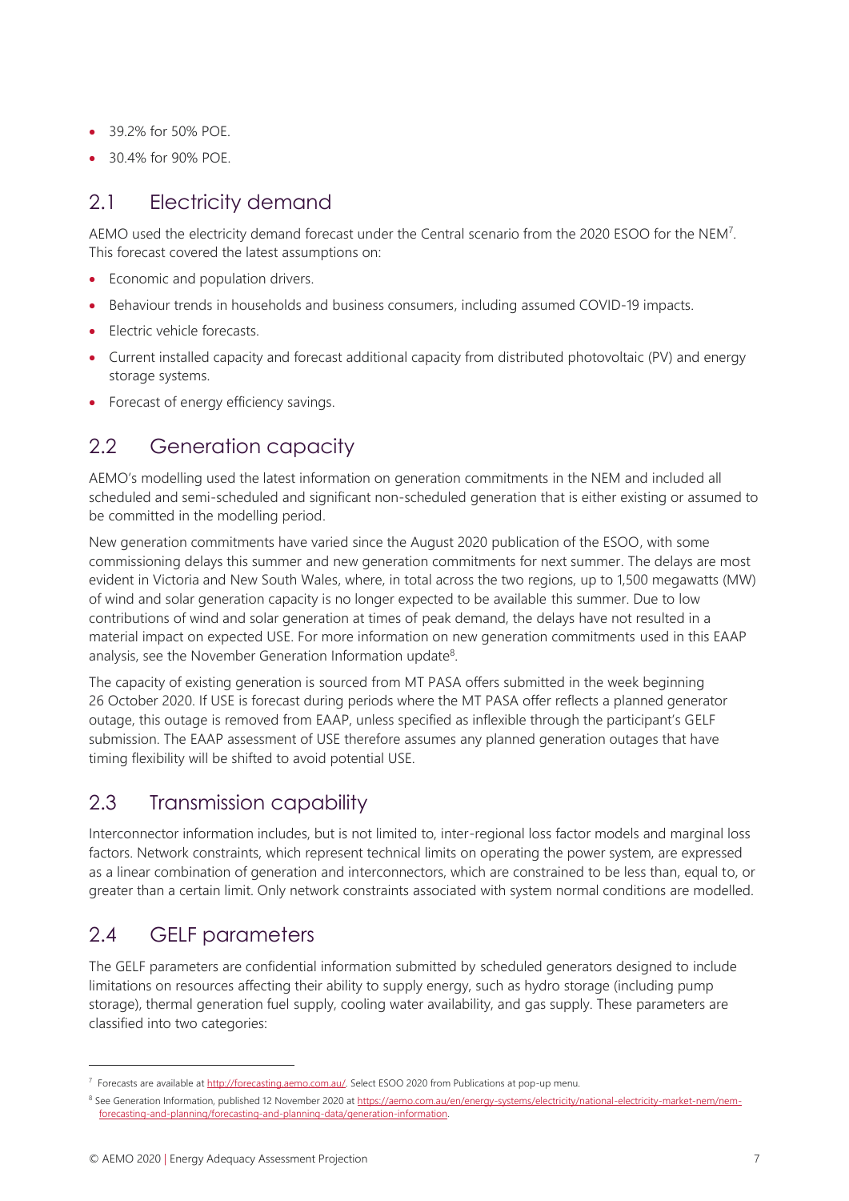- 39.2% for 50% POE.
- 30.4% for 90% POE.

## 2.1 Electricity demand

AEMO used the electricity demand forecast under the Central scenario from the 2020 ESOO for the NEM[7]. This forecast covered the latest assumptions on:

- Economic and population drivers.
- Behaviour trends in households and business consumers, including assumed COVID-19 impacts.
- Electric vehicle forecasts.
- Current installed capacity and forecast additional capacity from distributed photovoltaic (PV) and energy storage systems.
- Forecast of energy efficiency savings.

## 2.2 Generation capacity

AEMO's modelling used the latest information on generation commitments in the NEM and included all scheduled and semi-scheduled and significant non-scheduled generation that is either existing or assumed to be committed in the modelling period.

New generation commitments have varied since the August 2020 publication of the ESOO, with some commissioning delays this summer and new generation commitments for next summer. The delays are most evident in Victoria and New South Wales, where, in total across the two regions, up to 1,500 megawatts (MW) of wind and solar generation capacity is no longer expected to be available this summer. Due to low contributions of wind and solar generation at times of peak demand, the delays have not resulted in a material impact on expected USE. For more information on new generation commitments used in this EAAP analysis, see the November Generation Information update[8].

The capacity of existing generation is sourced from MT PASA offers submitted in the week beginning 26 October 2020. If USE is forecast during periods where the MT PASA offer reflects a planned generator outage, this outage is removed from EAAP, unless specified as inflexible through the participant's GELF submission. The EAAP assessment of USE therefore assumes any planned generation outages that have timing flexibility will be shifted to avoid potential USE.

## 2.3 Transmission capability

Interconnector information includes, but is not limited to, inter-regional loss factor models and marginal loss factors. Network constraints, which represent technical limits on operating the power system, are expressed as a linear combination of generation and interconnectors, which are constrained to be less than, equal to, or greater than a certain limit. Only network constraints associated with system normal conditions are modelled.

## 2.4 GELF parameters

The GELF parameters are confidential information submitted by scheduled generators designed to include limitations on resources affecting their ability to supply energy, such as hydro storage (including pump storage), thermal generation fuel supply, cooling water availability, and gas supply. These parameters are classified into two categories:

---

[7] Forecasts are available at http://forecasting.aemo.com.au/. Select ESOO 2020 from Publications at pop-up menu.

[8] See Generation Information, published 12 November 2020 at https://aemo.com.au/en/energy-systems/electricity/national-electricity-market-nem/nem-forecasting-and-planning/forecasting-and-planning-data/generation-information.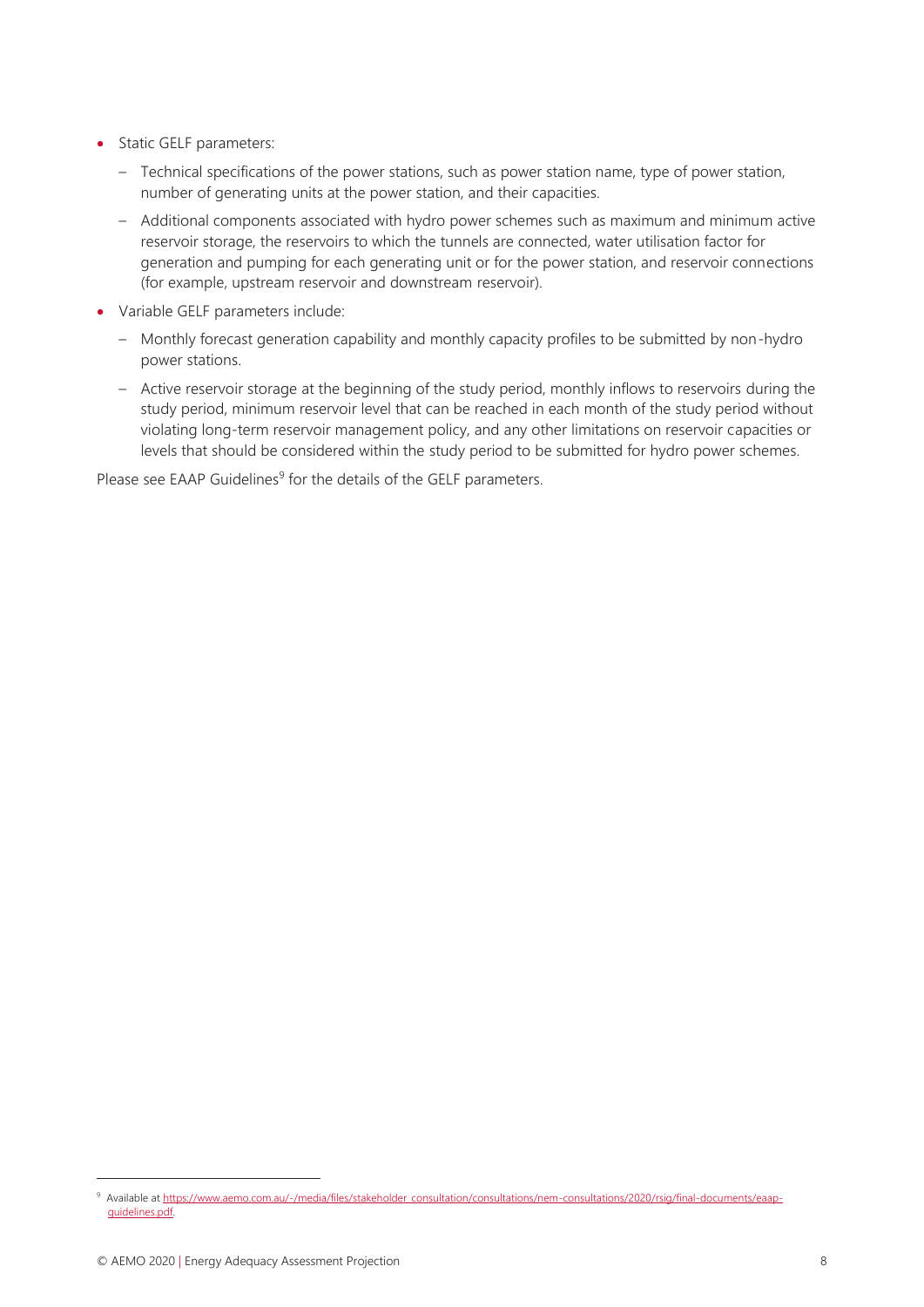- Static GELF parameters:
  - Technical specifications of the power stations, such as power station name, type of power station, number of generating units at the power station, and their capacities.
  - Additional components associated with hydro power schemes such as maximum and minimum active reservoir storage, the reservoirs to which the tunnels are connected, water utilisation factor for generation and pumping for each generating unit or for the power station, and reservoir connections (for example, upstream reservoir and downstream reservoir).
- Variable GELF parameters include:
  - Monthly forecast generation capability and monthly capacity profiles to be submitted by non-hydro power stations.
  - Active reservoir storage at the beginning of the study period, monthly inflows to reservoirs during the study period, minimum reservoir level that can be reached in each month of the study period without violating long-term reservoir management policy, and any other limitations on reservoir capacities or levels that should be considered within the study period to be submitted for hydro power schemes.

Please see EAAP Guidelines[9] for the details of the GELF parameters.

[9] Available at https://www.aemo.com.au/-/media/files/stakeholder_consultation/consultations/nem-consultations/2020/rsig/final-documents/eaap-guidelines.pdf.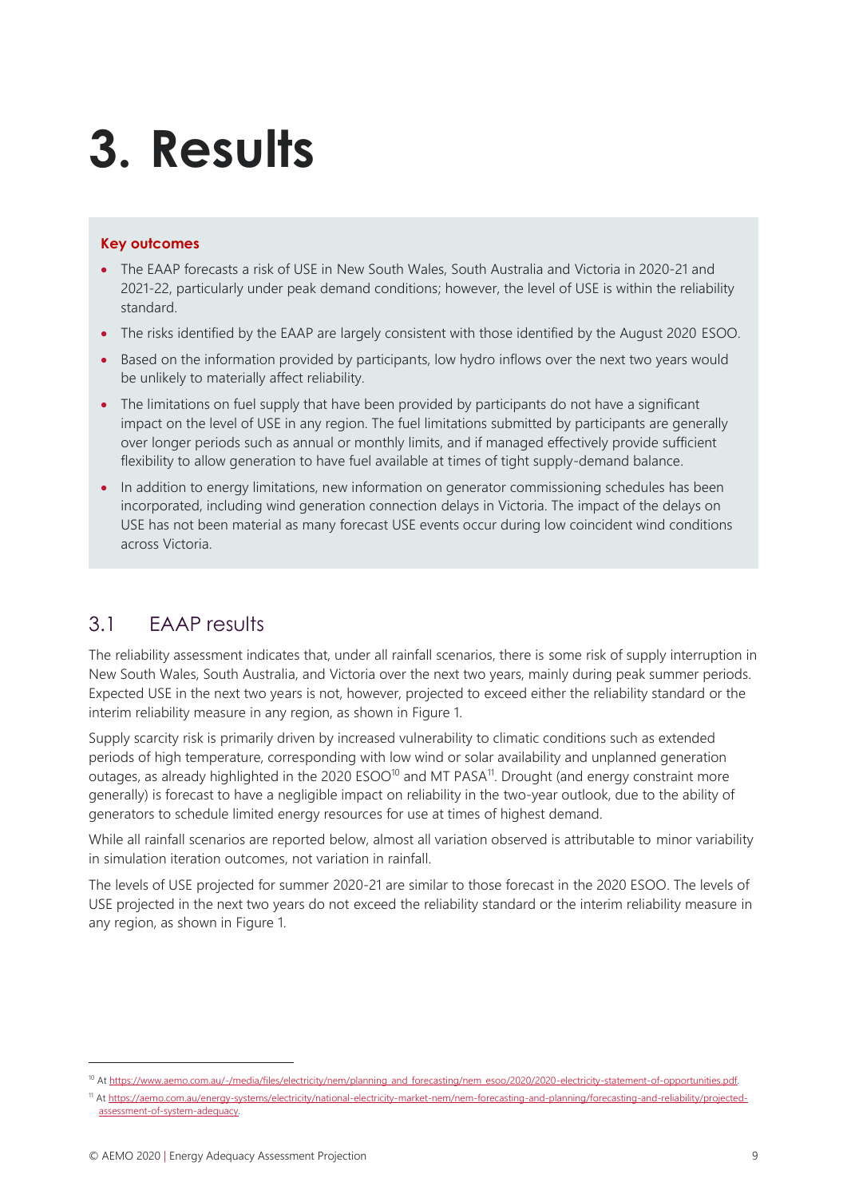# 3. Results

**Key outcomes**

- The EAAP forecasts a risk of USE in New South Wales, South Australia and Victoria in 2020-21 and 2021-22, particularly under peak demand conditions; however, the level of USE is within the reliability standard.
- The risks identified by the EAAP are largely consistent with those identified by the August 2020 ESOO.
- Based on the information provided by participants, low hydro inflows over the next two years would be unlikely to materially affect reliability.
- The limitations on fuel supply that have been provided by participants do not have a significant impact on the level of USE in any region. The fuel limitations submitted by participants are generally over longer periods such as annual or monthly limits, and if managed effectively provide sufficient flexibility to allow generation to have fuel available at times of tight supply-demand balance.
- In addition to energy limitations, new information on generator commissioning schedules has been incorporated, including wind generation connection delays in Victoria. The impact of the delays on USE has not been material as many forecast USE events occur during low coincident wind conditions across Victoria.

## 3.1 EAAP results

The reliability assessment indicates that, under all rainfall scenarios, there is some risk of supply interruption in New South Wales, South Australia, and Victoria over the next two years, mainly during peak summer periods. Expected USE in the next two years is not, however, projected to exceed either the reliability standard or the interim reliability measure in any region, as shown in Figure 1.

Supply scarcity risk is primarily driven by increased vulnerability to climatic conditions such as extended periods of high temperature, corresponding with low wind or solar availability and unplanned generation outages, as already highlighted in the 2020 ESOO[10] and MT PASA[11]. Drought (and energy constraint more generally) is forecast to have a negligible impact on reliability in the two-year outlook, due to the ability of generators to schedule limited energy resources for use at times of highest demand.

While all rainfall scenarios are reported below, almost all variation observed is attributable to minor variability in simulation iteration outcomes, not variation in rainfall.

The levels of USE projected for summer 2020-21 are similar to those forecast in the 2020 ESOO. The levels of USE projected in the next two years do not exceed the reliability standard or the interim reliability measure in any region, as shown in Figure 1.

---

[10] At https://www.aemo.com.au/-/media/files/electricity/nem/planning_and_forecasting/nem_esoo/2020/2020-electricity-statement-of-opportunities.pdf.

[11] At https://aemo.com.au/energy-systems/electricity/national-electricity-market-nem/nem-forecasting-and-planning/forecasting-and-reliability/projected-assessment-of-system-adequacy.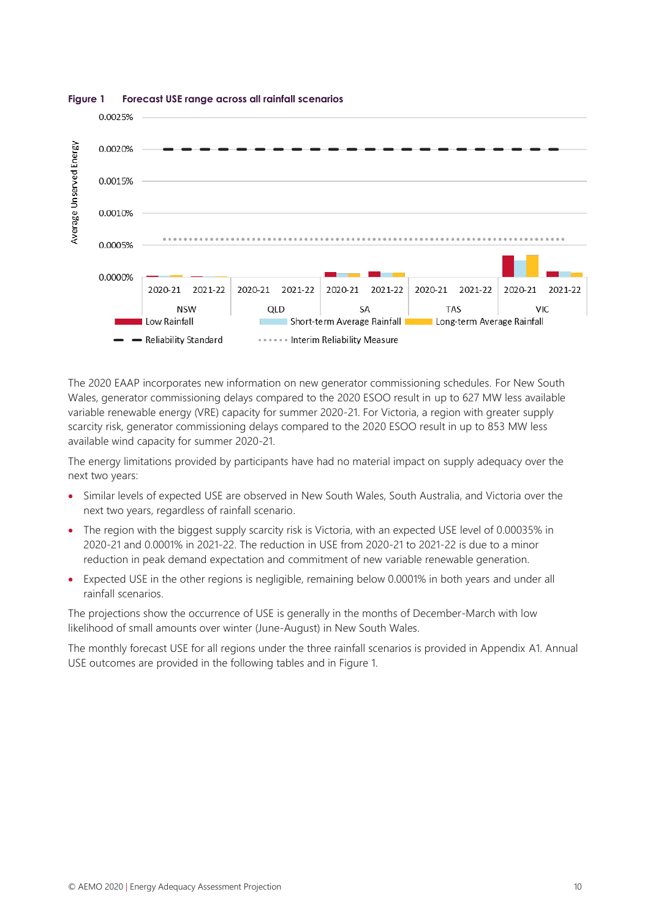**Figure 1 Forecast USE range across all rainfall scenarios**

The 2020 EAAP incorporates new information on new generator commissioning schedules. For New South Wales, generator commissioning delays compared to the 2020 ESOO result in up to 627 MW less available variable renewable energy (VRE) capacity for summer 2020-21. For Victoria, a region with greater supply scarcity risk, generator commissioning delays compared to the 2020 ESOO result in up to 853 MW less available wind capacity for summer 2020-21.

The energy limitations provided by participants have had no material impact on supply adequacy over the next two years:

- Similar levels of expected USE are observed in New South Wales, South Australia, and Victoria over the next two years, regardless of rainfall scenario.
- The region with the biggest supply scarcity risk is Victoria, with an expected USE level of 0.00035% in 2020-21 and 0.0001% in 2021-22. The reduction in USE from 2020-21 to 2021-22 is due to a minor reduction in peak demand expectation and commitment of new variable renewable generation.
- Expected USE in the other regions is negligible, remaining below 0.0001% in both years and under all rainfall scenarios.

The projections show the occurrence of USE is generally in the months of December-March with low likelihood of small amounts over winter (June-August) in New South Wales.

The monthly forecast USE for all regions under the three rainfall scenarios is provided in Appendix A1. Annual USE outcomes are provided in the following tables and in Figure 1.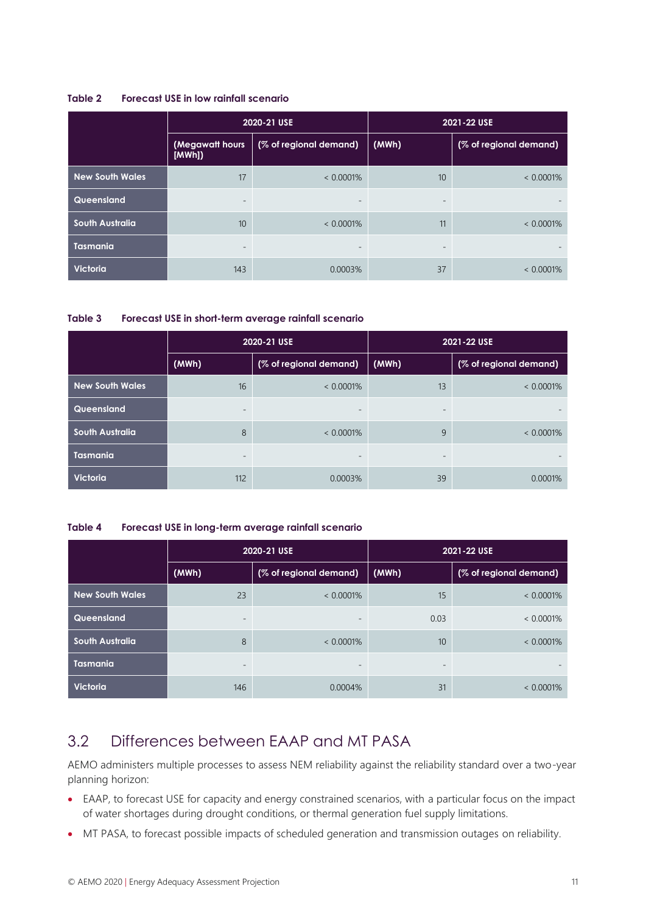**Table 2 Forecast USE in low rainfall scenario**

| | 2020-21 USE | | 2021-22 USE | |
|---|---|---|---|---|
| | (Megawatt hours [MWh]) | (% of regional demand) | (MWh) | (% of regional demand) |
| New South Wales | 17 | < 0.0001% | 10 | < 0.0001% |
| Queensland | - | - | - | - |
| South Australia | 10 | < 0.0001% | 11 | < 0.0001% |
| Tasmania | - | - | - | - |
| Victoria | 143 | 0.0003% | 37 | < 0.0001% |

**Table 3 Forecast USE in short-term average rainfall scenario**

| | 2020-21 USE | | 2021-22 USE | |
|---|---|---|---|---|
| | (MWh) | (% of regional demand) | (MWh) | (% of regional demand) |
| New South Wales | 16 | < 0.0001% | 13 | < 0.0001% |
| Queensland | - | - | - | - |
| South Australia | 8 | < 0.0001% | 9 | < 0.0001% |
| Tasmania | - | - | - | - |
| Victoria | 112 | 0.0003% | 39 | 0.0001% |

**Table 4 Forecast USE in long-term average rainfall scenario**

| | 2020-21 USE | | 2021-22 USE | |
|---|---|---|---|---|
| | (MWh) | (% of regional demand) | (MWh) | (% of regional demand) |
| New South Wales | 23 | < 0.0001% | 15 | < 0.0001% |
| Queensland | - | - | 0.03 | < 0.0001% |
| South Australia | 8 | < 0.0001% | 10 | < 0.0001% |
| Tasmania | - | - | - | - |
| Victoria | 146 | 0.0004% | 31 | < 0.0001% |

## 3.2 Differences between EAAP and MT PASA

AEMO administers multiple processes to assess NEM reliability against the reliability standard over a two-year planning horizon:

- EAAP, to forecast USE for capacity and energy constrained scenarios, with a particular focus on the impact of water shortages during drought conditions, or thermal generation fuel supply limitations.
- MT PASA, to forecast possible impacts of scheduled generation and transmission outages on reliability.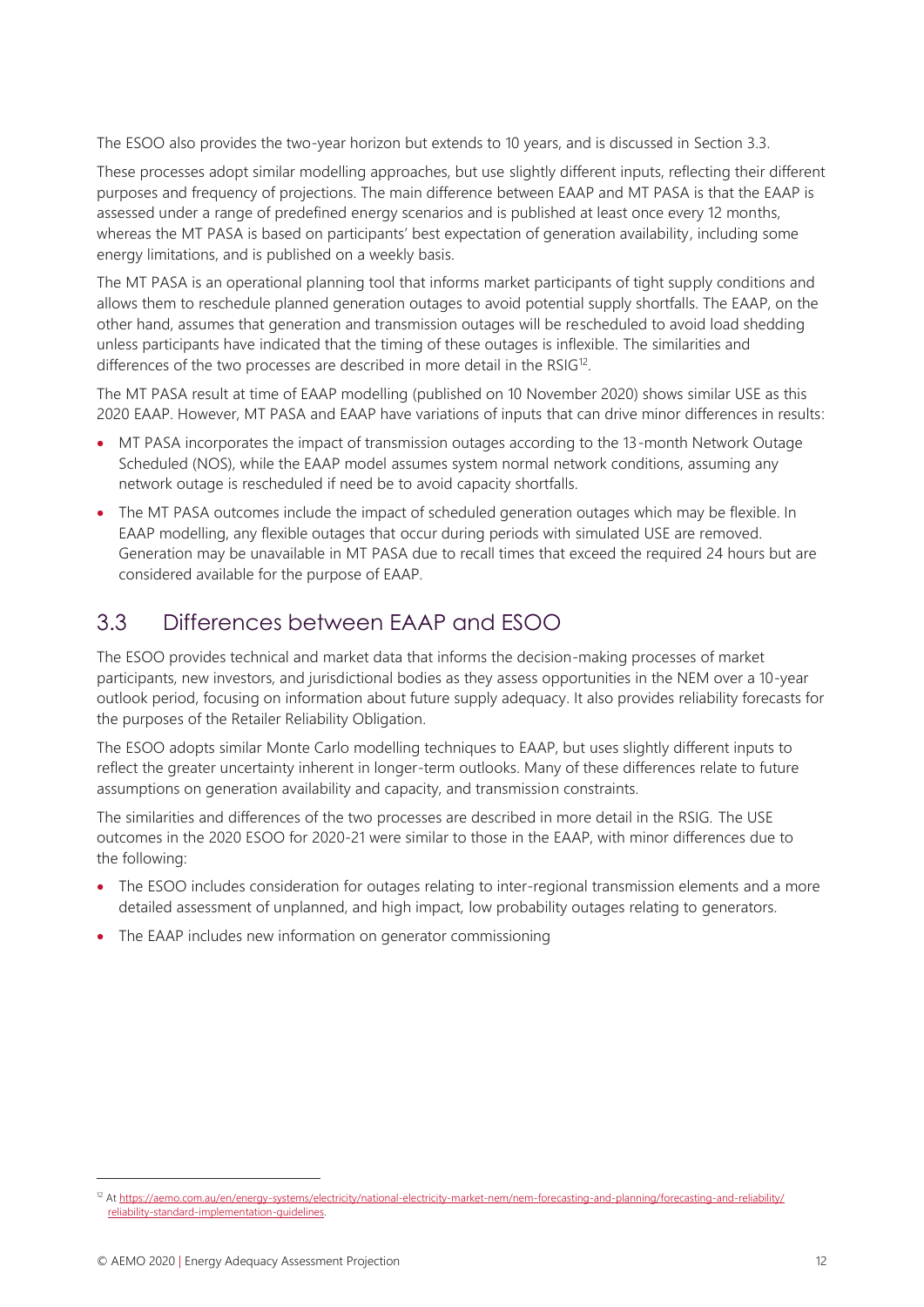The ESOO also provides the two-year horizon but extends to 10 years, and is discussed in Section 3.3.

These processes adopt similar modelling approaches, but use slightly different inputs, reflecting their different purposes and frequency of projections. The main difference between EAAP and MT PASA is that the EAAP is assessed under a range of predefined energy scenarios and is published at least once every 12 months, whereas the MT PASA is based on participants' best expectation of generation availability, including some energy limitations, and is published on a weekly basis.

The MT PASA is an operational planning tool that informs market participants of tight supply conditions and allows them to reschedule planned generation outages to avoid potential supply shortfalls. The EAAP, on the other hand, assumes that generation and transmission outages will be rescheduled to avoid load shedding unless participants have indicated that the timing of these outages is inflexible. The similarities and differences of the two processes are described in more detail in the RSIG[12].

The MT PASA result at time of EAAP modelling (published on 10 November 2020) shows similar USE as this 2020 EAAP. However, MT PASA and EAAP have variations of inputs that can drive minor differences in results:

- MT PASA incorporates the impact of transmission outages according to the 13-month Network Outage Scheduled (NOS), while the EAAP model assumes system normal network conditions, assuming any network outage is rescheduled if need be to avoid capacity shortfalls.
- The MT PASA outcomes include the impact of scheduled generation outages which may be flexible. In EAAP modelling, any flexible outages that occur during periods with simulated USE are removed. Generation may be unavailable in MT PASA due to recall times that exceed the required 24 hours but are considered available for the purpose of EAAP.

## 3.3 Differences between EAAP and ESOO

The ESOO provides technical and market data that informs the decision-making processes of market participants, new investors, and jurisdictional bodies as they assess opportunities in the NEM over a 10-year outlook period, focusing on information about future supply adequacy. It also provides reliability forecasts for the purposes of the Retailer Reliability Obligation.

The ESOO adopts similar Monte Carlo modelling techniques to EAAP, but uses slightly different inputs to reflect the greater uncertainty inherent in longer-term outlooks. Many of these differences relate to future assumptions on generation availability and capacity, and transmission constraints.

The similarities and differences of the two processes are described in more detail in the RSIG. The USE outcomes in the 2020 ESOO for 2020-21 were similar to those in the EAAP, with minor differences due to the following:

- The ESOO includes consideration for outages relating to inter-regional transmission elements and a more detailed assessment of unplanned, and high impact, low probability outages relating to generators.
- The EAAP includes new information on generator commissioning

[12] At https://aemo.com.au/en/energy-systems/electricity/national-electricity-market-nem/nem-forecasting-and-planning/forecasting-and-reliability/reliability-standard-implementation-guidelines.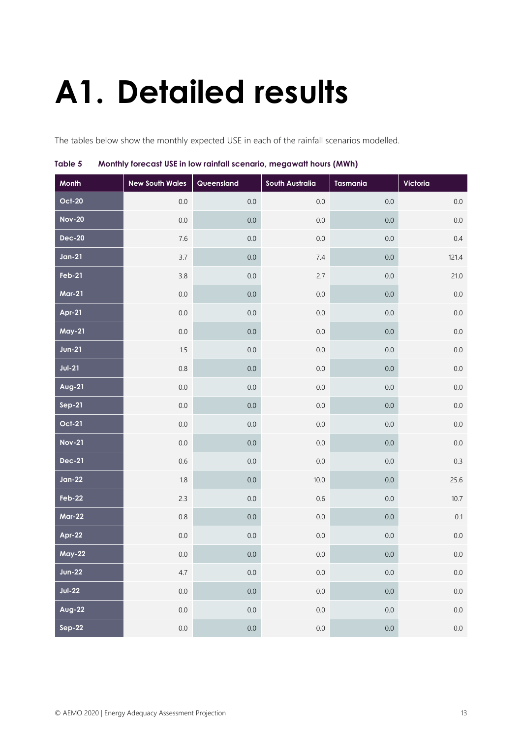# A1. Detailed results

The tables below show the monthly expected USE in each of the rainfall scenarios modelled.

**Table 5 Monthly forecast USE in low rainfall scenario, megawatt hours (MWh)**

| Month | New South Wales | Queensland | South Australia | Tasmania | Victoria |
|---|---|---|---|---|---|
| Oct-20 | 0.0 | 0.0 | 0.0 | 0.0 | 0.0 |
| Nov-20 | 0.0 | 0.0 | 0.0 | 0.0 | 0.0 |
| Dec-20 | 7.6 | 0.0 | 0.0 | 0.0 | 0.4 |
| Jan-21 | 3.7 | 0.0 | 7.4 | 0.0 | 121.4 |
| Feb-21 | 3.8 | 0.0 | 2.7 | 0.0 | 21.0 |
| Mar-21 | 0.0 | 0.0 | 0.0 | 0.0 | 0.0 |
| Apr-21 | 0.0 | 0.0 | 0.0 | 0.0 | 0.0 |
| May-21 | 0.0 | 0.0 | 0.0 | 0.0 | 0.0 |
| Jun-21 | 1.5 | 0.0 | 0.0 | 0.0 | 0.0 |
| Jul-21 | 0.8 | 0.0 | 0.0 | 0.0 | 0.0 |
| Aug-21 | 0.0 | 0.0 | 0.0 | 0.0 | 0.0 |
| Sep-21 | 0.0 | 0.0 | 0.0 | 0.0 | 0.0 |
| Oct-21 | 0.0 | 0.0 | 0.0 | 0.0 | 0.0 |
| Nov-21 | 0.0 | 0.0 | 0.0 | 0.0 | 0.0 |
| Dec-21 | 0.6 | 0.0 | 0.0 | 0.0 | 0.3 |
| Jan-22 | 1.8 | 0.0 | 10.0 | 0.0 | 25.6 |
| Feb-22 | 2.3 | 0.0 | 0.6 | 0.0 | 10.7 |
| Mar-22 | 0.8 | 0.0 | 0.0 | 0.0 | 0.1 |
| Apr-22 | 0.0 | 0.0 | 0.0 | 0.0 | 0.0 |
| May-22 | 0.0 | 0.0 | 0.0 | 0.0 | 0.0 |
| Jun-22 | 4.7 | 0.0 | 0.0 | 0.0 | 0.0 |
| Jul-22 | 0.0 | 0.0 | 0.0 | 0.0 | 0.0 |
| Aug-22 | 0.0 | 0.0 | 0.0 | 0.0 | 0.0 |
| Sep-22 | 0.0 | 0.0 | 0.0 | 0.0 | 0.0 |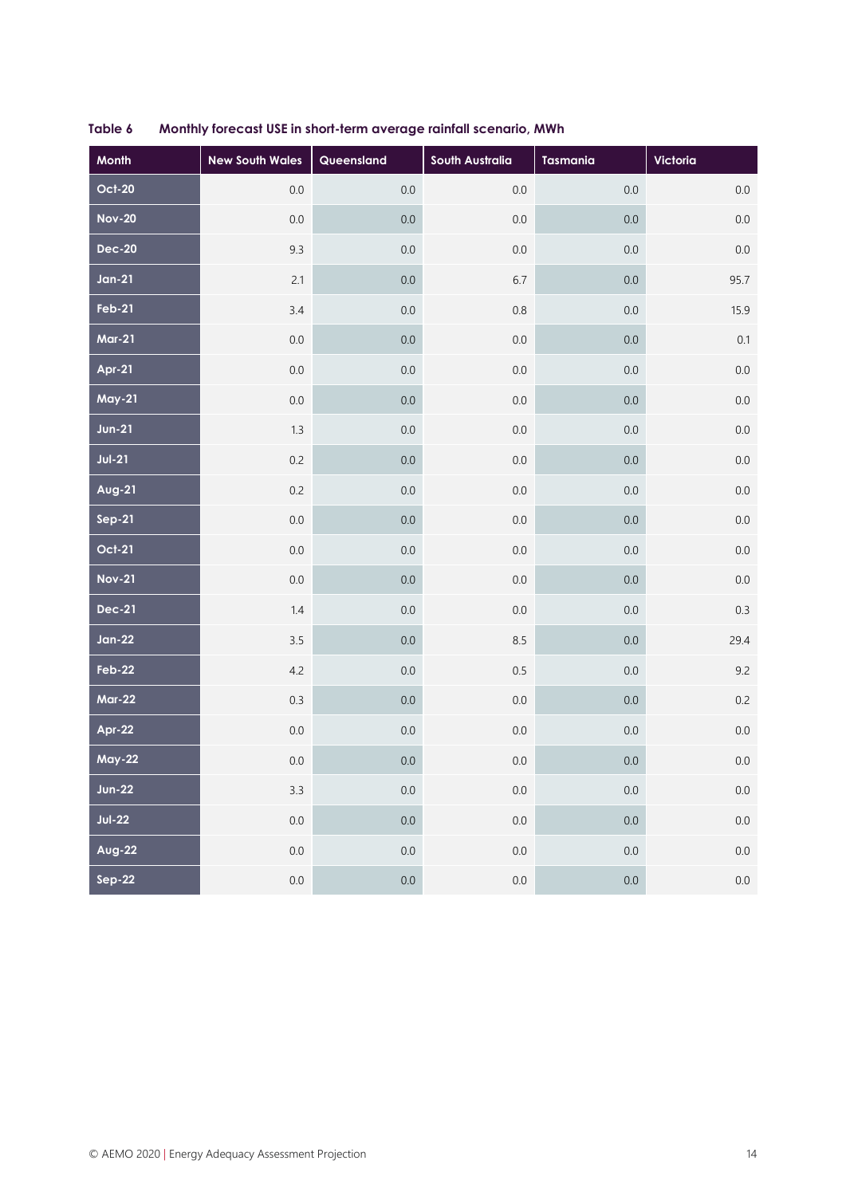**Table 6 Monthly forecast USE in short-term average rainfall scenario, MWh**

| Month | New South Wales | Queensland | South Australia | Tasmania | Victoria |
|---|---|---|---|---|---|
| Oct-20 | 0.0 | 0.0 | 0.0 | 0.0 | 0.0 |
| Nov-20 | 0.0 | 0.0 | 0.0 | 0.0 | 0.0 |
| Dec-20 | 9.3 | 0.0 | 0.0 | 0.0 | 0.0 |
| Jan-21 | 2.1 | 0.0 | 6.7 | 0.0 | 95.7 |
| Feb-21 | 3.4 | 0.0 | 0.8 | 0.0 | 15.9 |
| Mar-21 | 0.0 | 0.0 | 0.0 | 0.0 | 0.1 |
| Apr-21 | 0.0 | 0.0 | 0.0 | 0.0 | 0.0 |
| May-21 | 0.0 | 0.0 | 0.0 | 0.0 | 0.0 |
| Jun-21 | 1.3 | 0.0 | 0.0 | 0.0 | 0.0 |
| Jul-21 | 0.2 | 0.0 | 0.0 | 0.0 | 0.0 |
| Aug-21 | 0.2 | 0.0 | 0.0 | 0.0 | 0.0 |
| Sep-21 | 0.0 | 0.0 | 0.0 | 0.0 | 0.0 |
| Oct-21 | 0.0 | 0.0 | 0.0 | 0.0 | 0.0 |
| Nov-21 | 0.0 | 0.0 | 0.0 | 0.0 | 0.0 |
| Dec-21 | 1.4 | 0.0 | 0.0 | 0.0 | 0.3 |
| Jan-22 | 3.5 | 0.0 | 8.5 | 0.0 | 29.4 |
| Feb-22 | 4.2 | 0.0 | 0.5 | 0.0 | 9.2 |
| Mar-22 | 0.3 | 0.0 | 0.0 | 0.0 | 0.2 |
| Apr-22 | 0.0 | 0.0 | 0.0 | 0.0 | 0.0 |
| May-22 | 0.0 | 0.0 | 0.0 | 0.0 | 0.0 |
| Jun-22 | 3.3 | 0.0 | 0.0 | 0.0 | 0.0 |
| Jul-22 | 0.0 | 0.0 | 0.0 | 0.0 | 0.0 |
| Aug-22 | 0.0 | 0.0 | 0.0 | 0.0 | 0.0 |
| Sep-22 | 0.0 | 0.0 | 0.0 | 0.0 | 0.0 |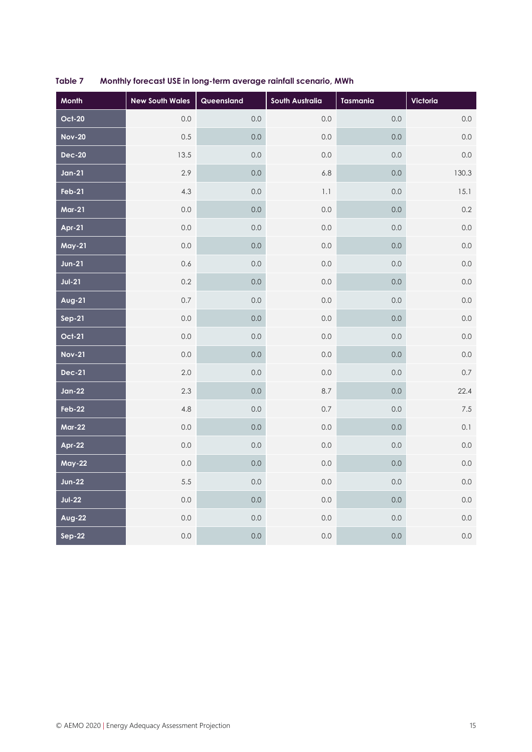**Table 7 Monthly forecast USE in long-term average rainfall scenario, MWh**

| Month | New South Wales | Queensland | South Australia | Tasmania | Victoria |
|---|---|---|---|---|---|
| Oct-20 | 0.0 | 0.0 | 0.0 | 0.0 | 0.0 |
| Nov-20 | 0.5 | 0.0 | 0.0 | 0.0 | 0.0 |
| Dec-20 | 13.5 | 0.0 | 0.0 | 0.0 | 0.0 |
| Jan-21 | 2.9 | 0.0 | 6.8 | 0.0 | 130.3 |
| Feb-21 | 4.3 | 0.0 | 1.1 | 0.0 | 15.1 |
| Mar-21 | 0.0 | 0.0 | 0.0 | 0.0 | 0.2 |
| Apr-21 | 0.0 | 0.0 | 0.0 | 0.0 | 0.0 |
| May-21 | 0.0 | 0.0 | 0.0 | 0.0 | 0.0 |
| Jun-21 | 0.6 | 0.0 | 0.0 | 0.0 | 0.0 |
| Jul-21 | 0.2 | 0.0 | 0.0 | 0.0 | 0.0 |
| Aug-21 | 0.7 | 0.0 | 0.0 | 0.0 | 0.0 |
| Sep-21 | 0.0 | 0.0 | 0.0 | 0.0 | 0.0 |
| Oct-21 | 0.0 | 0.0 | 0.0 | 0.0 | 0.0 |
| Nov-21 | 0.0 | 0.0 | 0.0 | 0.0 | 0.0 |
| Dec-21 | 2.0 | 0.0 | 0.0 | 0.0 | 0.7 |
| Jan-22 | 2.3 | 0.0 | 8.7 | 0.0 | 22.4 |
| Feb-22 | 4.8 | 0.0 | 0.7 | 0.0 | 7.5 |
| Mar-22 | 0.0 | 0.0 | 0.0 | 0.0 | 0.1 |
| Apr-22 | 0.0 | 0.0 | 0.0 | 0.0 | 0.0 |
| May-22 | 0.0 | 0.0 | 0.0 | 0.0 | 0.0 |
| Jun-22 | 5.5 | 0.0 | 0.0 | 0.0 | 0.0 |
| Jul-22 | 0.0 | 0.0 | 0.0 | 0.0 | 0.0 |
| Aug-22 | 0.0 | 0.0 | 0.0 | 0.0 | 0.0 |
| Sep-22 | 0.0 | 0.0 | 0.0 | 0.0 | 0.0 |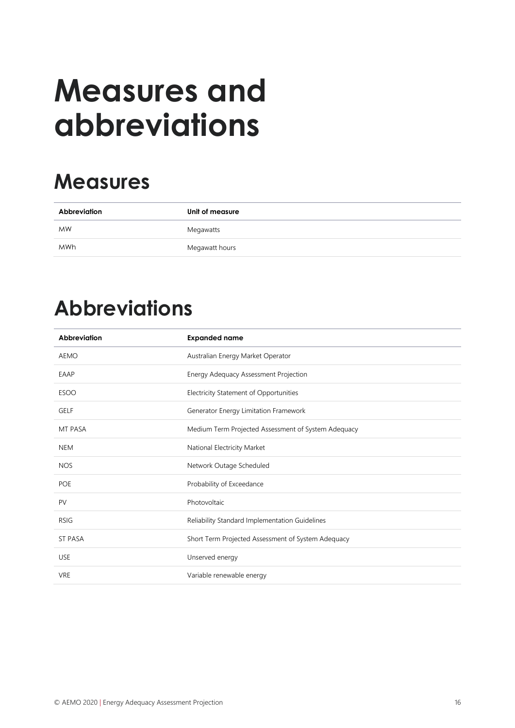# Measures and abbreviations

## Measures

| Abbreviation | Unit of measure |
| --- | --- |
| MW | Megawatts |
| MWh | Megawatt hours |

## Abbreviations

| Abbreviation | Expanded name |
| --- | --- |
| AEMO | Australian Energy Market Operator |
| EAAP | Energy Adequacy Assessment Projection |
| ESOO | Electricity Statement of Opportunities |
| GELF | Generator Energy Limitation Framework |
| MT PASA | Medium Term Projected Assessment of System Adequacy |
| NEM | National Electricity Market |
| NOS | Network Outage Scheduled |
| POE | Probability of Exceedance |
| PV | Photovoltaic |
| RSIG | Reliability Standard Implementation Guidelines |
| ST PASA | Short Term Projected Assessment of System Adequacy |
| USE | Unserved energy |
| VRE | Variable renewable energy |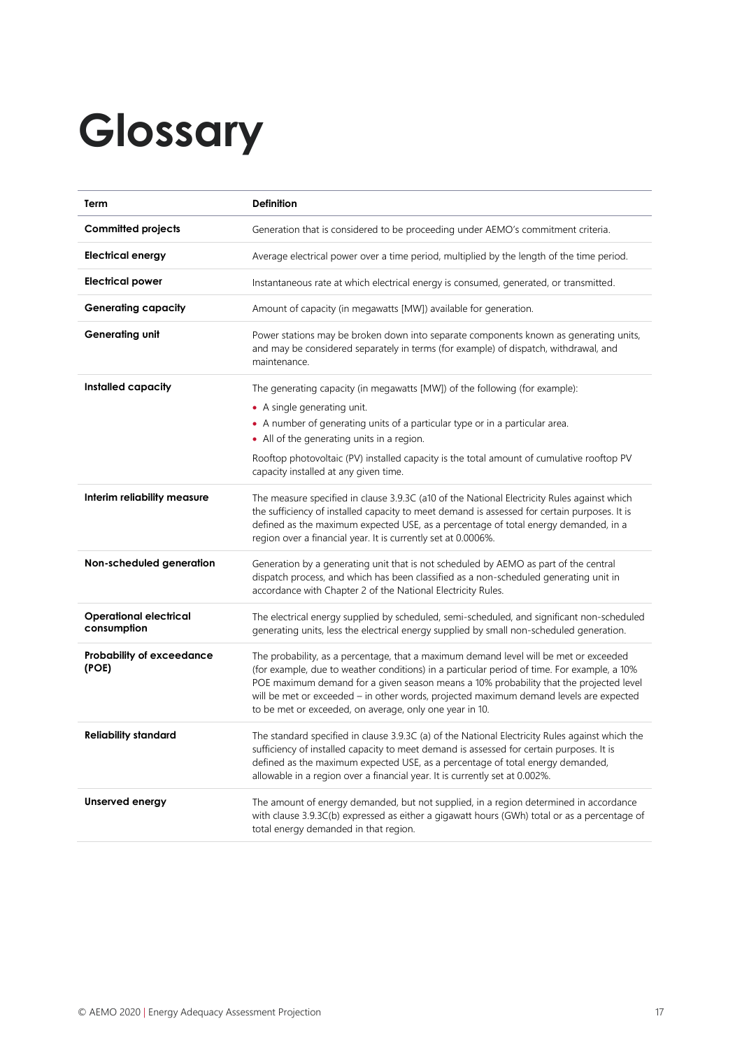# Glossary

| Term | Definition |
| --- | --- |
| **Committed projects** | Generation that is considered to be proceeding under AEMO's commitment criteria. |
| **Electrical energy** | Average electrical power over a time period, multiplied by the length of the time period. |
| **Electrical power** | Instantaneous rate at which electrical energy is consumed, generated, or transmitted. |
| **Generating capacity** | Amount of capacity (in megawatts [MW]) available for generation. |
| **Generating unit** | Power stations may be broken down into separate components known as generating units, and may be considered separately in terms (for example) of dispatch, withdrawal, and maintenance. |
| **Installed capacity** | The generating capacity (in megawatts [MW]) of the following (for example): <br>• A single generating unit. <br>• A number of generating units of a particular type or in a particular area. <br>• All of the generating units in a region. <br>Rooftop photovoltaic (PV) installed capacity is the total amount of cumulative rooftop PV capacity installed at any given time. |
| **Interim reliability measure** | The measure specified in clause 3.9.3C (a10 of the National Electricity Rules against which the sufficiency of installed capacity to meet demand is assessed for certain purposes. It is defined as the maximum expected USE, as a percentage of total energy demanded, in a region over a financial year. It is currently set at 0.0006%. |
| **Non-scheduled generation** | Generation by a generating unit that is not scheduled by AEMO as part of the central dispatch process, and which has been classified as a non-scheduled generating unit in accordance with Chapter 2 of the National Electricity Rules. |
| **Operational electrical consumption** | The electrical energy supplied by scheduled, semi-scheduled, and significant non-scheduled generating units, less the electrical energy supplied by small non-scheduled generation. |
| **Probability of exceedance (POE)** | The probability, as a percentage, that a maximum demand level will be met or exceeded (for example, due to weather conditions) in a particular period of time. For example, a 10% POE maximum demand for a given season means a 10% probability that the projected level will be met or exceeded – in other words, projected maximum demand levels are expected to be met or exceeded, on average, only one year in 10. |
| **Reliability standard** | The standard specified in clause 3.9.3C (a) of the National Electricity Rules against which the sufficiency of installed capacity to meet demand is assessed for certain purposes. It is defined as the maximum expected USE, as a percentage of total energy demanded, allowable in a region over a financial year. It is currently set at 0.002%. |
| **Unserved energy** | The amount of energy demanded, but not supplied, in a region determined in accordance with clause 3.9.3C(b) expressed as either a gigawatt hours (GWh) total or as a percentage of total energy demanded in that region. |